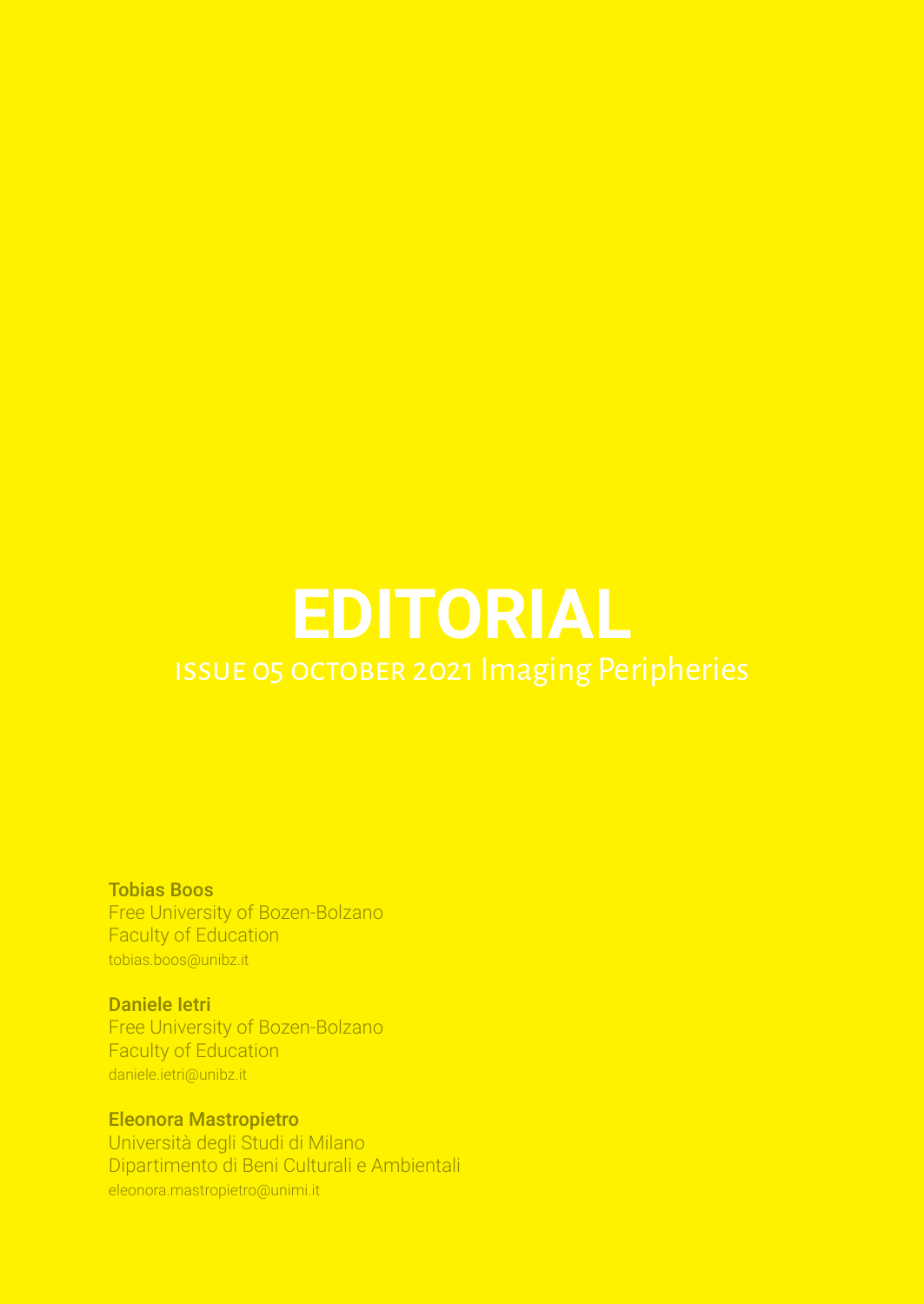# EDITORIAL

ISSUE 05 OCTOBER 2021 Imaging Peripheries

**Tobias Boos**
Free University of Bozen-Bolzano
Faculty of Education
tobias.boos@unibz.it

**Daniele Ietri**
Free University of Bozen-Bolzano
Faculty of Education
daniele.ietri@unibz.it

**Eleonora Mastropietro**
Università degli Studi di Milano
Dipartimento di Beni Culturali e Ambientali
eleonora.mastropietro@unimi.it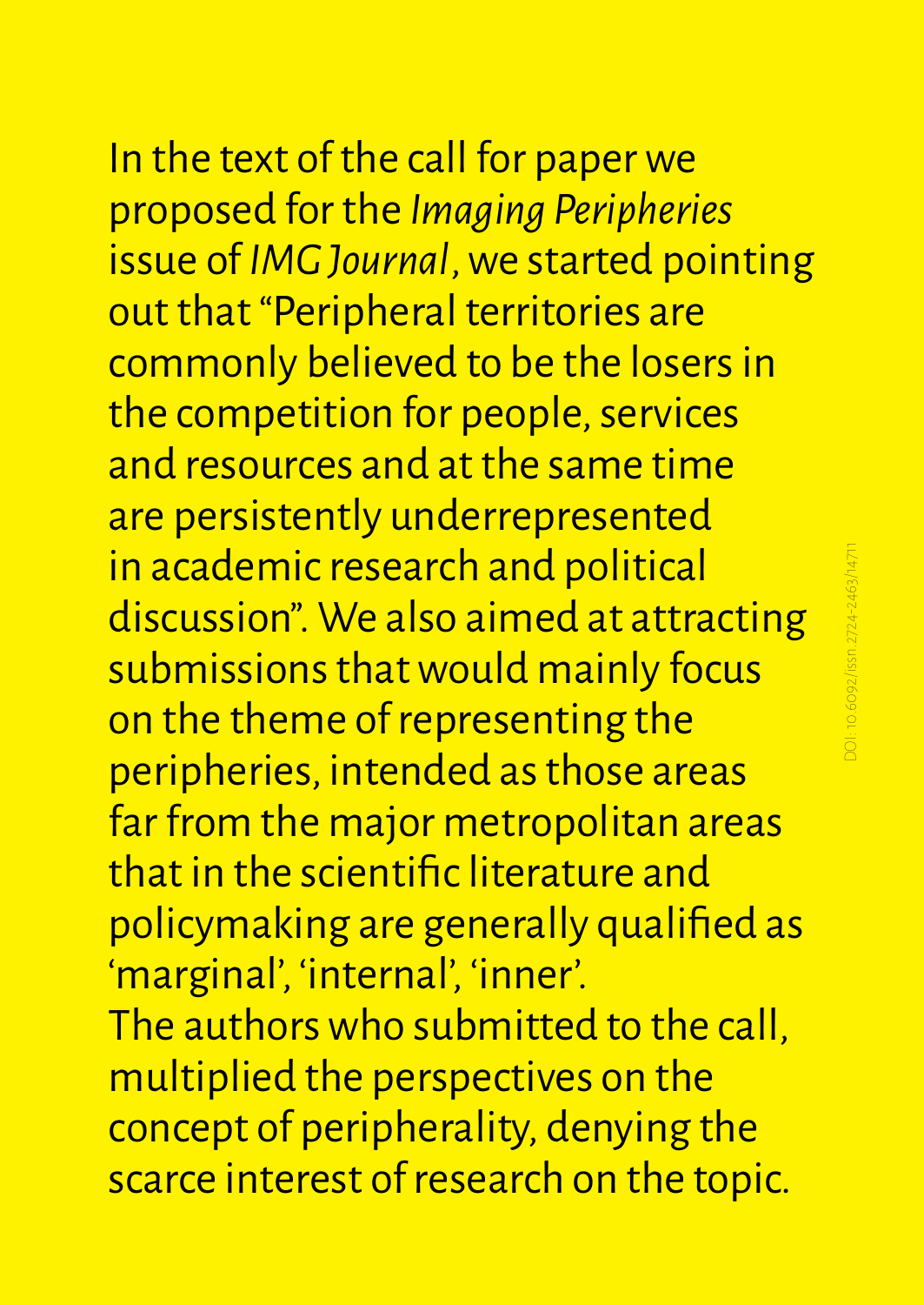In the text of the call for paper we proposed for the *Imaging Peripheries* issue of *IMG Journal*, we started pointing out that "Peripheral territories are commonly believed to be the losers in the competition for people, services and resources and at the same time are persistently underrepresented in academic research and political discussion". We also aimed at attracting submissions that would mainly focus on the theme of representing the peripheries, intended as those areas far from the major metropolitan areas that in the scientific literature and policymaking are generally qualified as 'marginal', 'internal', 'inner'.

The authors who submitted to the call, multiplied the perspectives on the concept of peripherality, denying the scarce interest of research on the topic.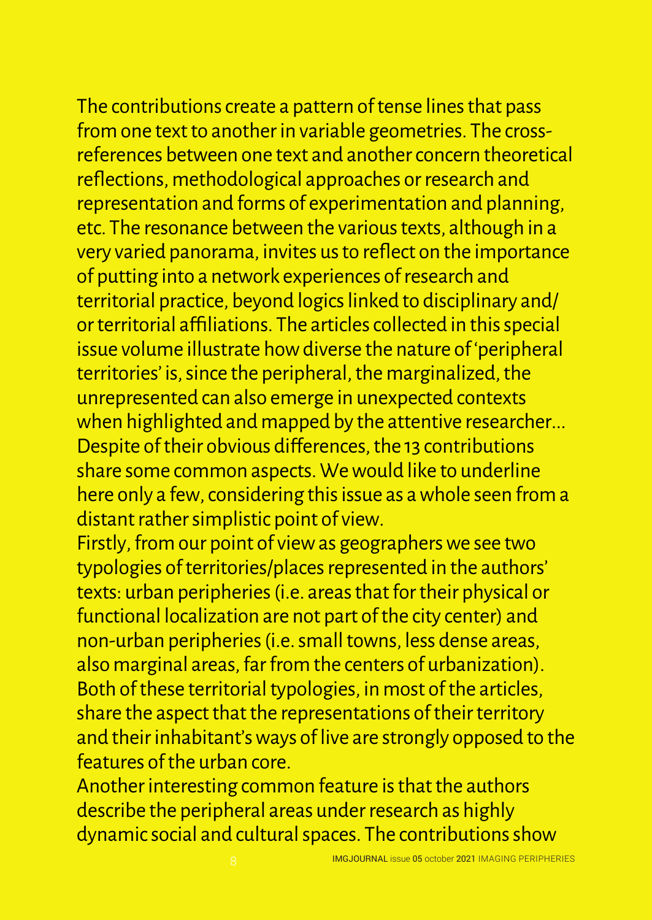The contributions create a pattern of tense lines that pass from one text to another in variable geometries. The cross-references between one text and another concern theoretical reflections, methodological approaches or research and representation and forms of experimentation and planning, etc. The resonance between the various texts, although in a very varied panorama, invites us to reflect on the importance of putting into a network experiences of research and territorial practice, beyond logics linked to disciplinary and/ or territorial affiliations. The articles collected in this special issue volume illustrate how diverse the nature of 'peripheral territories' is, since the peripheral, the marginalized, the unrepresented can also emerge in unexpected contexts when highlighted and mapped by the attentive researcher... Despite of their obvious differences, the 13 contributions share some common aspects. We would like to underline here only a few, considering this issue as a whole seen from a distant rather simplistic point of view.

Firstly, from our point of view as geographers we see two typologies of territories/places represented in the authors' texts: urban peripheries (i.e. areas that for their physical or functional localization are not part of the city center) and non-urban peripheries (i.e. small towns, less dense areas, also marginal areas, far from the centers of urbanization). Both of these territorial typologies, in most of the articles, share the aspect that the representations of their territory and their inhabitant's ways of live are strongly opposed to the features of the urban core.

Another interesting common feature is that the authors describe the peripheral areas under research as highly dynamic social and cultural spaces. The contributions show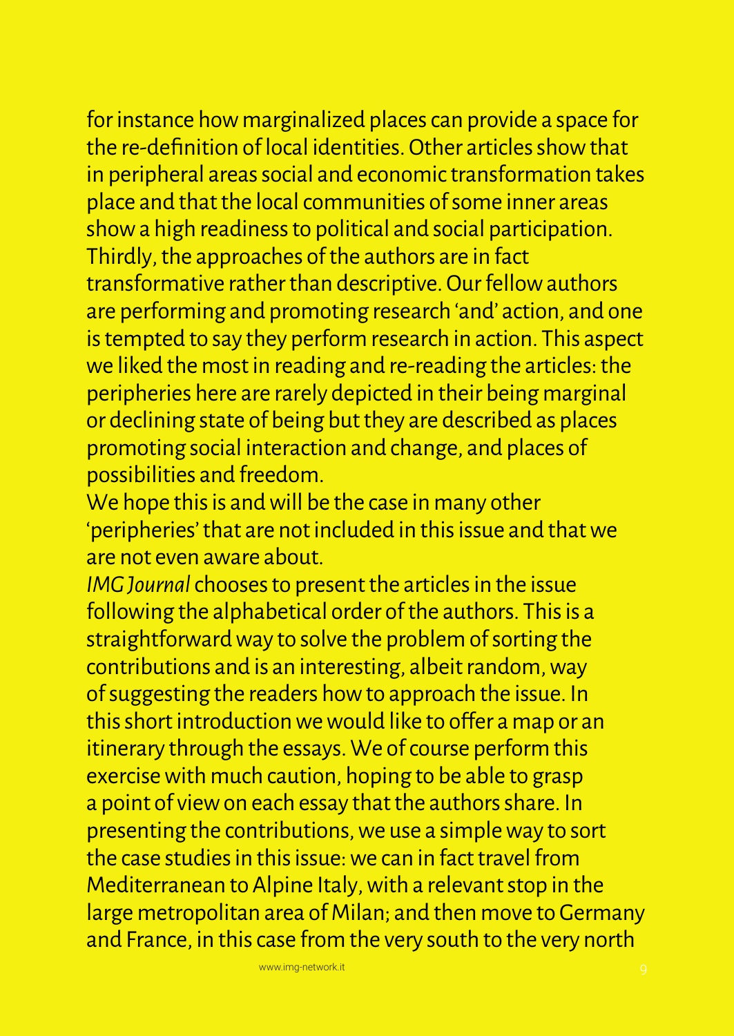for instance how marginalized places can provide a space for the re-definition of local identities. Other articles show that in peripheral areas social and economic transformation takes place and that the local communities of some inner areas show a high readiness to political and social participation. Thirdly, the approaches of the authors are in fact transformative rather than descriptive. Our fellow authors are performing and promoting research 'and' action, and one is tempted to say they perform research in action. This aspect we liked the most in reading and re-reading the articles: the peripheries here are rarely depicted in their being marginal or declining state of being but they are described as places promoting social interaction and change, and places of possibilities and freedom.

We hope this is and will be the case in many other 'peripheries' that are not included in this issue and that we are not even aware about.

*IMG Journal* chooses to present the articles in the issue following the alphabetical order of the authors. This is a straightforward way to solve the problem of sorting the contributions and is an interesting, albeit random, way of suggesting the readers how to approach the issue. In this short introduction we would like to offer a map or an itinerary through the essays. We of course perform this exercise with much caution, hoping to be able to grasp a point of view on each essay that the authors share. In presenting the contributions, we use a simple way to sort the case studies in this issue: we can in fact travel from Mediterranean to Alpine Italy, with a relevant stop in the large metropolitan area of Milan; and then move to Germany and France, in this case from the very south to the very north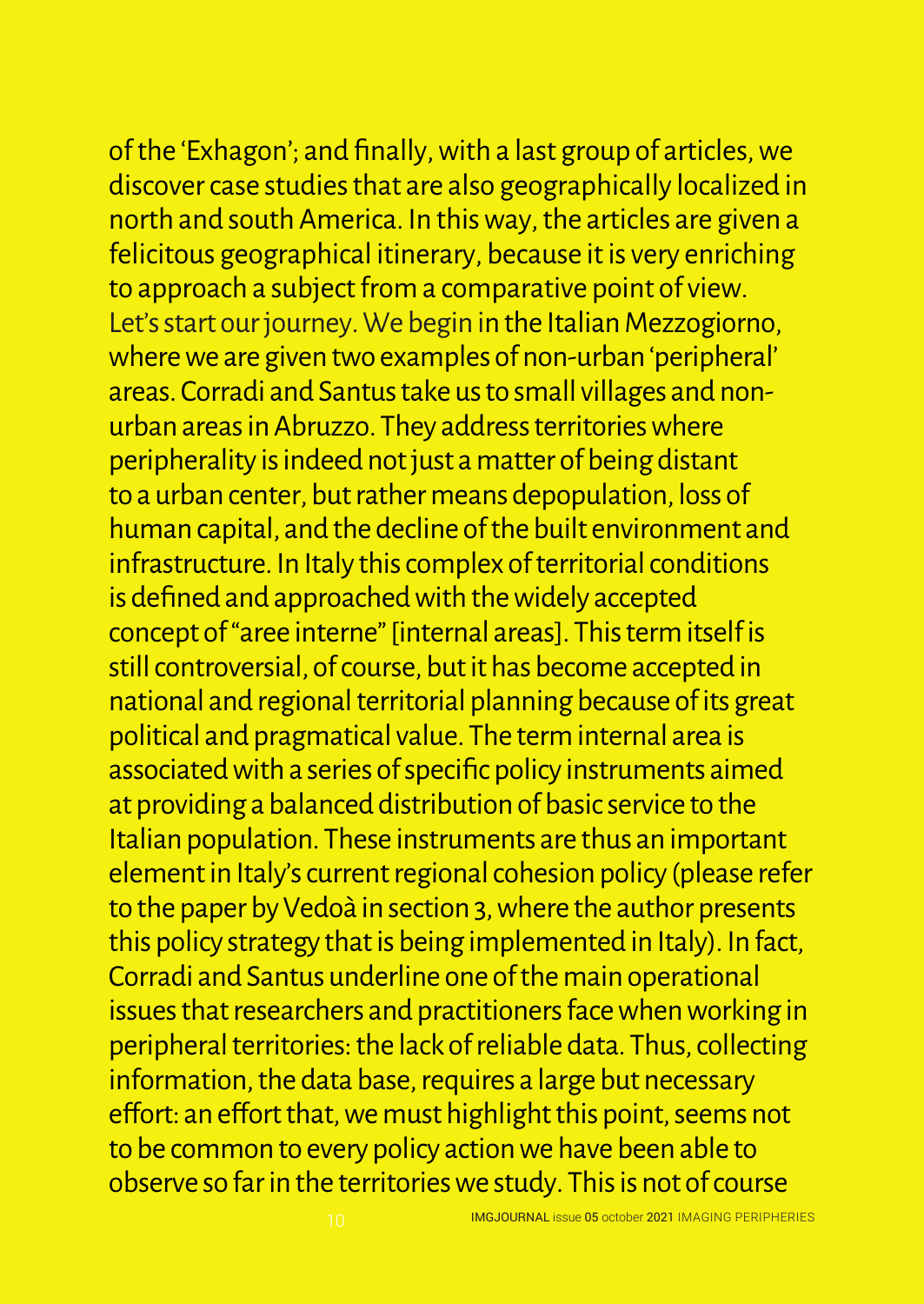of the 'Exhagon'; and finally, with a last group of articles, we discover case studies that are also geographically localized in north and south America. In this way, the articles are given a felicitous geographical itinerary, because it is very enriching to approach a subject from a comparative point of view.

Let's start our journey. We begin in the Italian Mezzogiorno, where we are given two examples of non-urban 'peripheral' areas. Corradi and Santus take us to small villages and non-urban areas in Abruzzo. They address territories where peripherality is indeed not just a matter of being distant to a urban center, but rather means depopulation, loss of human capital, and the decline of the built environment and infrastructure. In Italy this complex of territorial conditions is defined and approached with the widely accepted concept of "aree interne" [internal areas]. This term itself is still controversial, of course, but it has become accepted in national and regional territorial planning because of its great political and pragmatical value. The term internal area is associated with a series of specific policy instruments aimed at providing a balanced distribution of basic service to the Italian population. These instruments are thus an important element in Italy's current regional cohesion policy (please refer to the paper by Vedoà in section 3, where the author presents this policy strategy that is being implemented in Italy). In fact, Corradi and Santus underline one of the main operational issues that researchers and practitioners face when working in peripheral territories: the lack of reliable data. Thus, collecting information, the data base, requires a large but necessary effort: an effort that, we must highlight this point, seems not to be common to every policy action we have been able to observe so far in the territories we study. This is not of course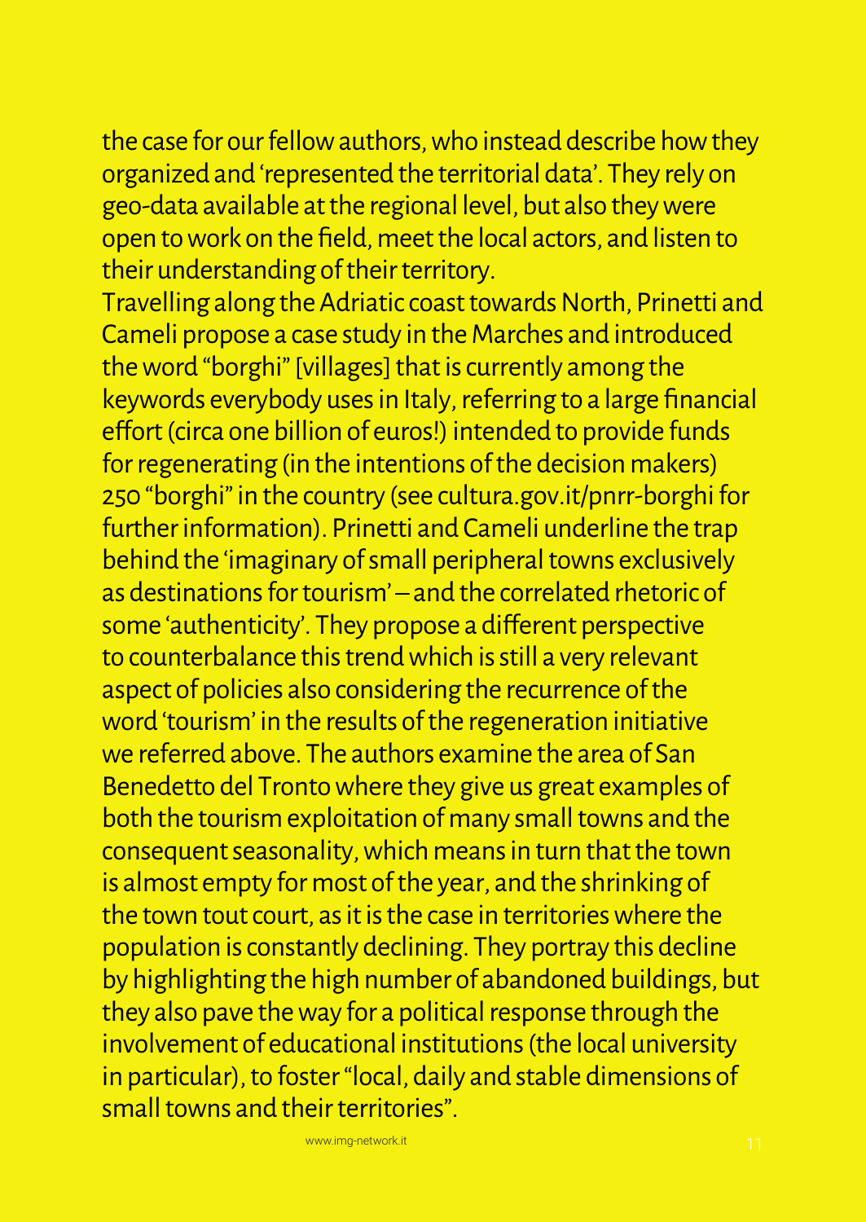the case for our fellow authors, who instead describe how they organized and 'represented the territorial data'. They rely on geo-data available at the regional level, but also they were open to work on the field, meet the local actors, and listen to their understanding of their territory.
Travelling along the Adriatic coast towards North, Prinetti and Cameli propose a case study in the Marches and introduced the word "borghi" [villages] that is currently among the keywords everybody uses in Italy, referring to a large financial effort (circa one billion of euros!) intended to provide funds for regenerating (in the intentions of the decision makers) 250 "borghi" in the country (see cultura.gov.it/pnrr-borghi for further information). Prinetti and Cameli underline the trap behind the 'imaginary of small peripheral towns exclusively as destinations for tourism' – and the correlated rhetoric of some 'authenticity'. They propose a different perspective to counterbalance this trend which is still a very relevant aspect of policies also considering the recurrence of the word 'tourism' in the results of the regeneration initiative we referred above. The authors examine the area of San Benedetto del Tronto where they give us great examples of both the tourism exploitation of many small towns and the consequent seasonality, which means in turn that the town is almost empty for most of the year, and the shrinking of the town tout court, as it is the case in territories where the population is constantly declining. They portray this decline by highlighting the high number of abandoned buildings, but they also pave the way for a political response through the involvement of educational institutions (the local university in particular), to foster "local, daily and stable dimensions of small towns and their territories".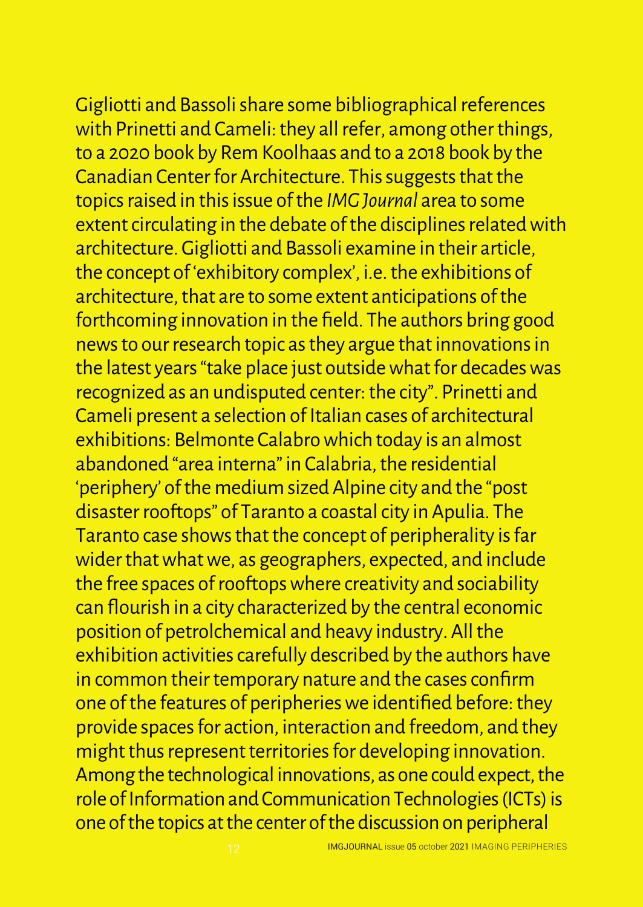Gigliotti and Bassoli share some bibliographical references with Prinetti and Cameli: they all refer, among other things, to a 2020 book by Rem Koolhaas and to a 2018 book by the Canadian Center for Architecture. This suggests that the topics raised in this issue of the *IMG Journal* area to some extent circulating in the debate of the disciplines related with architecture. Gigliotti and Bassoli examine in their article, the concept of 'exhibitory complex', i.e. the exhibitions of architecture, that are to some extent anticipations of the forthcoming innovation in the field. The authors bring good news to our research topic as they argue that innovations in the latest years "take place just outside what for decades was recognized as an undisputed center: the city". Prinetti and Cameli present a selection of Italian cases of architectural exhibitions: Belmonte Calabro which today is an almost abandoned "area interna" in Calabria, the residential 'periphery' of the medium sized Alpine city and the "post disaster rooftops" of Taranto a coastal city in Apulia. The Taranto case shows that the concept of peripherality is far wider that what we, as geographers, expected, and include the free spaces of rooftops where creativity and sociability can flourish in a city characterized by the central economic position of petrolchemical and heavy industry. All the exhibition activities carefully described by the authors have in common their temporary nature and the cases confirm one of the features of peripheries we identified before: they provide spaces for action, interaction and freedom, and they might thus represent territories for developing innovation. Among the technological innovations, as one could expect, the role of Information and Communication Technologies (ICTs) is one of the topics at the center of the discussion on peripheral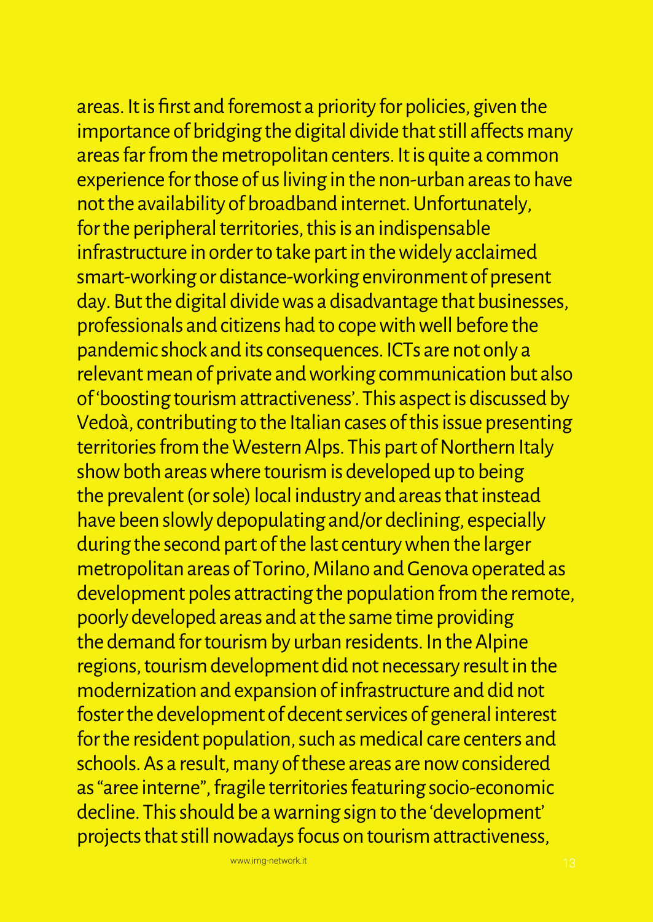areas. It is first and foremost a priority for policies, given the importance of bridging the digital divide that still affects many areas far from the metropolitan centers. It is quite a common experience for those of us living in the non-urban areas to have not the availability of broadband internet. Unfortunately, for the peripheral territories, this is an indispensable infrastructure in order to take part in the widely acclaimed smart-working or distance-working environment of present day. But the digital divide was a disadvantage that businesses, professionals and citizens had to cope with well before the pandemic shock and its consequences. ICTs are not only a relevant mean of private and working communication but also of 'boosting tourism attractiveness'. This aspect is discussed by Vedoà, contributing to the Italian cases of this issue presenting territories from the Western Alps. This part of Northern Italy show both areas where tourism is developed up to being the prevalent (or sole) local industry and areas that instead have been slowly depopulating and/or declining, especially during the second part of the last century when the larger metropolitan areas of Torino, Milano and Genova operated as development poles attracting the population from the remote, poorly developed areas and at the same time providing the demand for tourism by urban residents. In the Alpine regions, tourism development did not necessary result in the modernization and expansion of infrastructure and did not foster the development of decent services of general interest for the resident population, such as medical care centers and schools. As a result, many of these areas are now considered as "aree interne", fragile territories featuring socio-economic decline. This should be a warning sign to the 'development' projects that still nowadays focus on tourism attractiveness,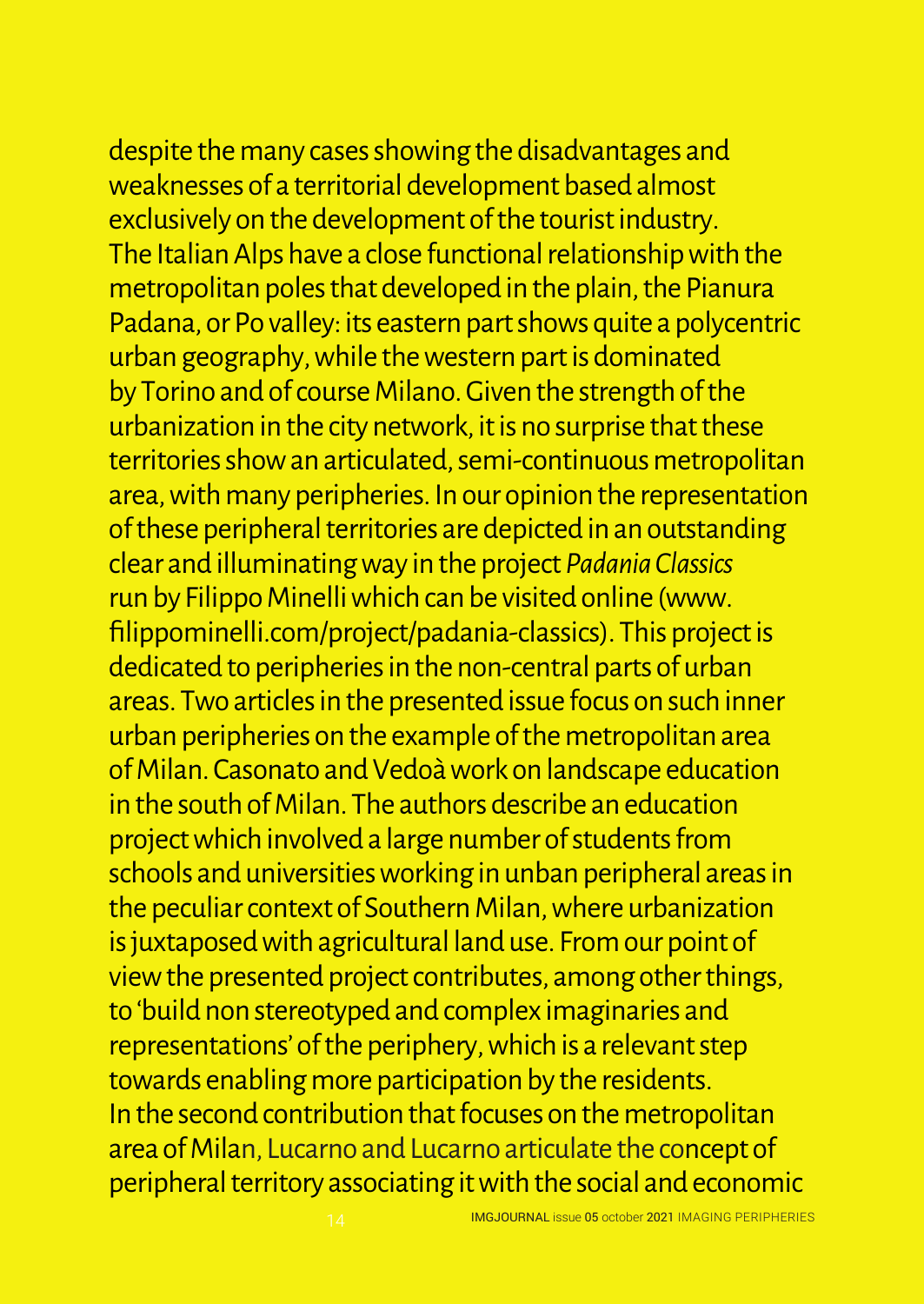despite the many cases showing the disadvantages and weaknesses of a territorial development based almost exclusively on the development of the tourist industry.

The Italian Alps have a close functional relationship with the metropolitan poles that developed in the plain, the Pianura Padana, or Po valley: its eastern part shows quite a polycentric urban geography, while the western part is dominated by Torino and of course Milano. Given the strength of the urbanization in the city network, it is no surprise that these territories show an articulated, semi-continuous metropolitan area, with many peripheries. In our opinion the representation of these peripheral territories are depicted in an outstanding clear and illuminating way in the project *Padania Classics* run by Filippo Minelli which can be visited online (www.filippominelli.com/project/padania-classics). This project is dedicated to peripheries in the non-central parts of urban areas. Two articles in the presented issue focus on such inner urban peripheries on the example of the metropolitan area of Milan. Casonato and Vedoà work on landscape education in the south of Milan. The authors describe an education project which involved a large number of students from schools and universities working in unban peripheral areas in the peculiar context of Southern Milan, where urbanization is juxtaposed with agricultural land use. From our point of view the presented project contributes, among other things, to 'build non stereotyped and complex imaginaries and representations' of the periphery, which is a relevant step towards enabling more participation by the residents.

In the second contribution that focuses on the metropolitan area of Milan, Lucarno and Lucarno articulate the concept of peripheral territory associating it with the social and economic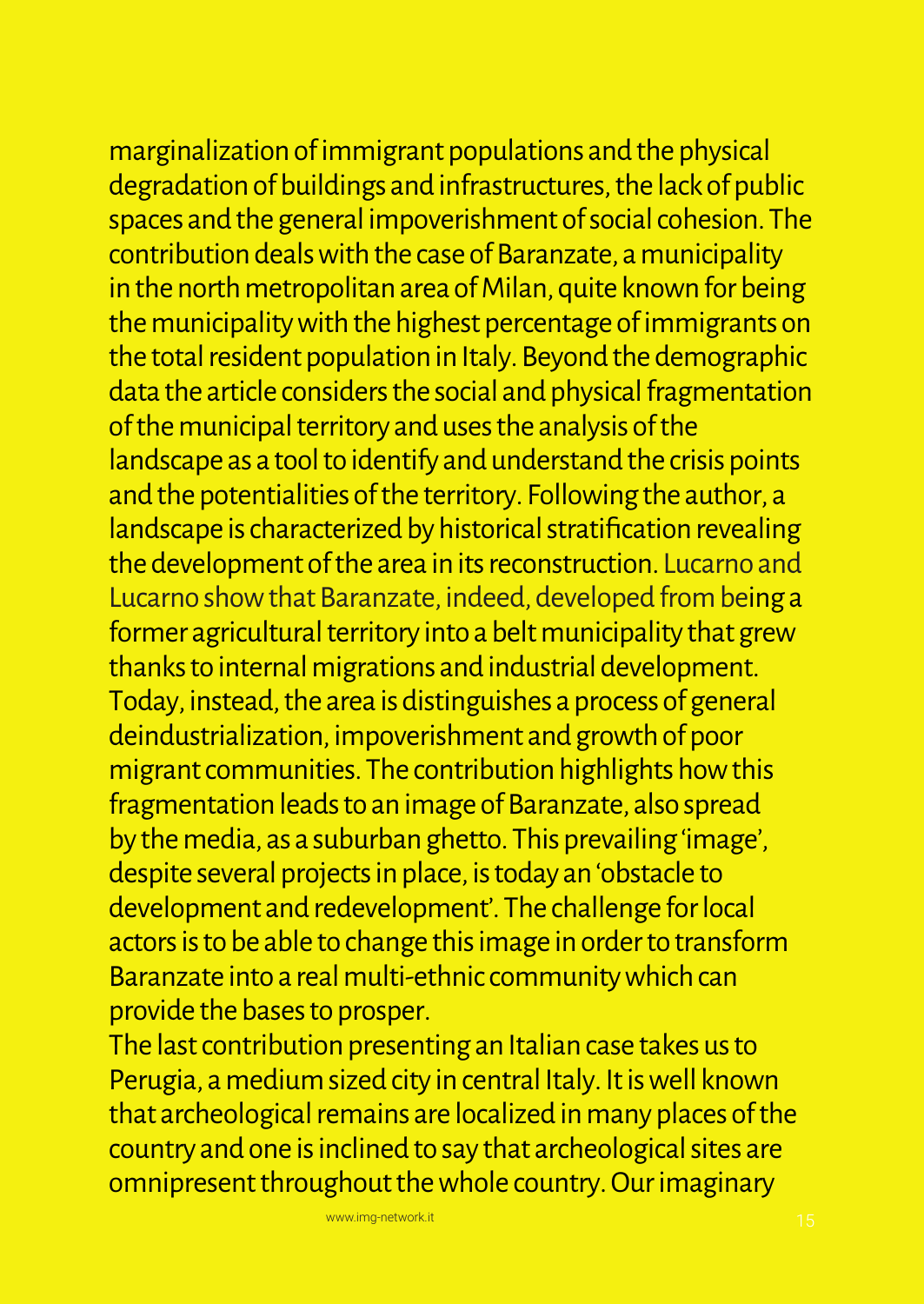marginalization of immigrant populations and the physical degradation of buildings and infrastructures, the lack of public spaces and the general impoverishment of social cohesion. The contribution deals with the case of Baranzate, a municipality in the north metropolitan area of Milan, quite known for being the municipality with the highest percentage of immigrants on the total resident population in Italy. Beyond the demographic data the article considers the social and physical fragmentation of the municipal territory and uses the analysis of the landscape as a tool to identify and understand the crisis points and the potentialities of the territory. Following the author, a landscape is characterized by historical stratification revealing the development of the area in its reconstruction. Lucarno and Lucarno show that Baranzate, indeed, developed from being a former agricultural territory into a belt municipality that grew thanks to internal migrations and industrial development. Today, instead, the area is distinguishes a process of general deindustrialization, impoverishment and growth of poor migrant communities. The contribution highlights how this fragmentation leads to an image of Baranzate, also spread by the media, as a suburban ghetto. This prevailing 'image', despite several projects in place, is today an 'obstacle to development and redevelopment'. The challenge for local actors is to be able to change this image in order to transform Baranzate into a real multi-ethnic community which can provide the bases to prosper.

The last contribution presenting an Italian case takes us to Perugia, a medium sized city in central Italy. It is well known that archeological remains are localized in many places of the country and one is inclined to say that archeological sites are omnipresent throughout the whole country. Our imaginary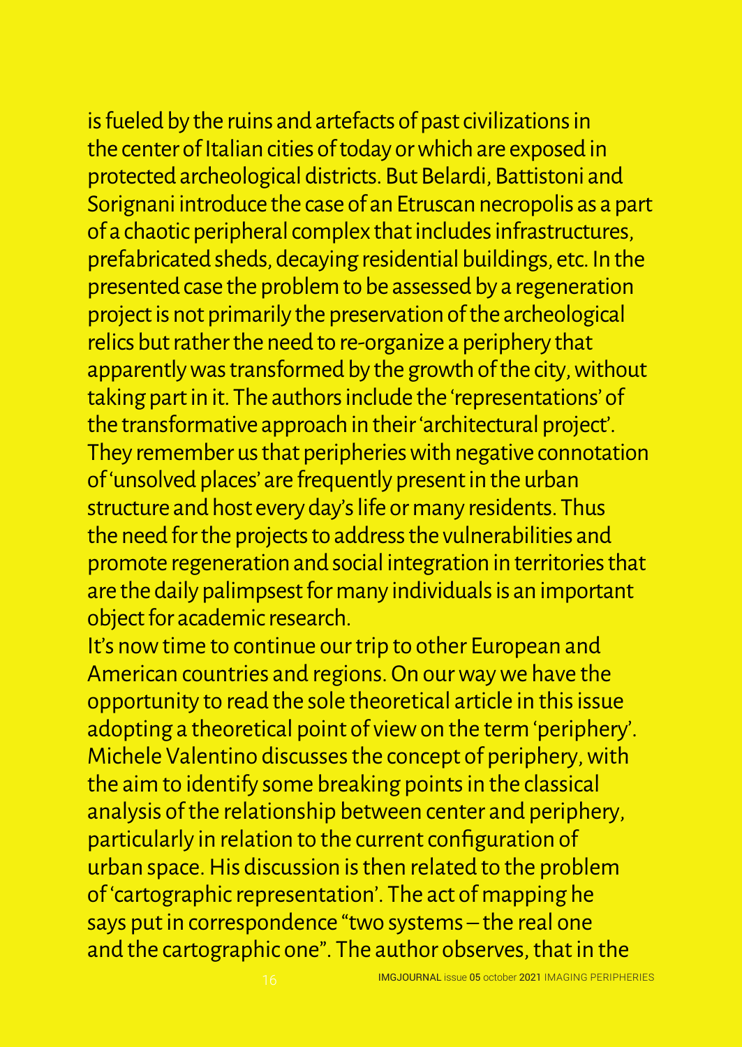is fueled by the ruins and artefacts of past civilizations in the center of Italian cities of today or which are exposed in protected archeological districts. But Belardi, Battistoni and Sorignani introduce the case of an Etruscan necropolis as a part of a chaotic peripheral complex that includes infrastructures, prefabricated sheds, decaying residential buildings, etc. In the presented case the problem to be assessed by a regeneration project is not primarily the preservation of the archeological relics but rather the need to re-organize a periphery that apparently was transformed by the growth of the city, without taking part in it. The authors include the 'representations' of the transformative approach in their 'architectural project'. They remember us that peripheries with negative connotation of 'unsolved places' are frequently present in the urban structure and host every day's life or many residents. Thus the need for the projects to address the vulnerabilities and promote regeneration and social integration in territories that are the daily palimpsest for many individuals is an important object for academic research.

It's now time to continue our trip to other European and American countries and regions. On our way we have the opportunity to read the sole theoretical article in this issue adopting a theoretical point of view on the term 'periphery'. Michele Valentino discusses the concept of periphery, with the aim to identify some breaking points in the classical analysis of the relationship between center and periphery, particularly in relation to the current configuration of urban space. His discussion is then related to the problem of 'cartographic representation'. The act of mapping he says put in correspondence "two systems – the real one and the cartographic one". The author observes, that in the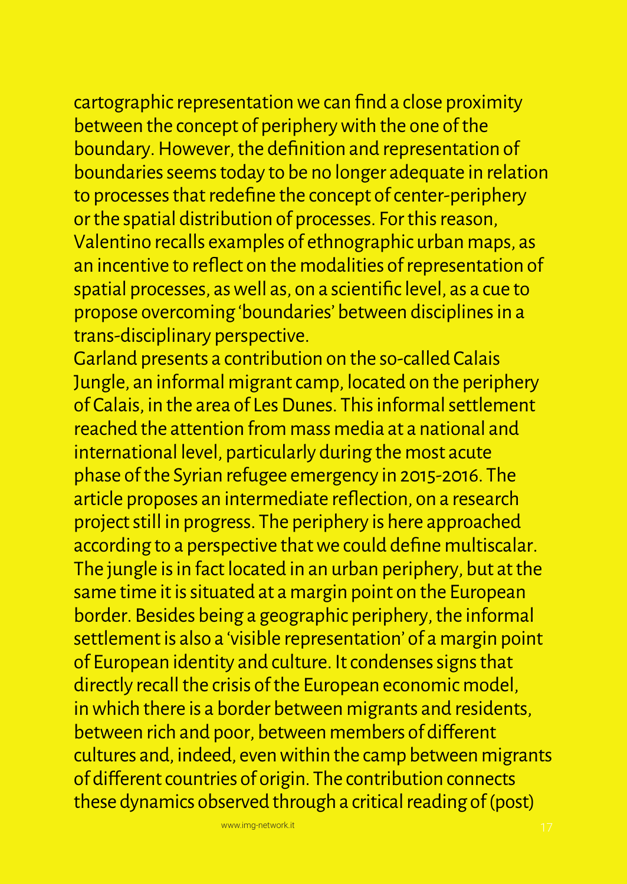cartographic representation we can find a close proximity between the concept of periphery with the one of the boundary. However, the definition and representation of boundaries seems today to be no longer adequate in relation to processes that redefine the concept of center-periphery or the spatial distribution of processes. For this reason, Valentino recalls examples of ethnographic urban maps, as an incentive to reflect on the modalities of representation of spatial processes, as well as, on a scientific level, as a cue to propose overcoming 'boundaries' between disciplines in a trans-disciplinary perspective.

Garland presents a contribution on the so-called Calais Jungle, an informal migrant camp, located on the periphery of Calais, in the area of Les Dunes. This informal settlement reached the attention from mass media at a national and international level, particularly during the most acute phase of the Syrian refugee emergency in 2015-2016. The article proposes an intermediate reflection, on a research project still in progress. The periphery is here approached according to a perspective that we could define multiscalar. The jungle is in fact located in an urban periphery, but at the same time it is situated at a margin point on the European border. Besides being a geographic periphery, the informal settlement is also a 'visible representation' of a margin point of European identity and culture. It condenses signs that directly recall the crisis of the European economic model, in which there is a border between migrants and residents, between rich and poor, between members of different cultures and, indeed, even within the camp between migrants of different countries of origin. The contribution connects these dynamics observed through a critical reading of (post)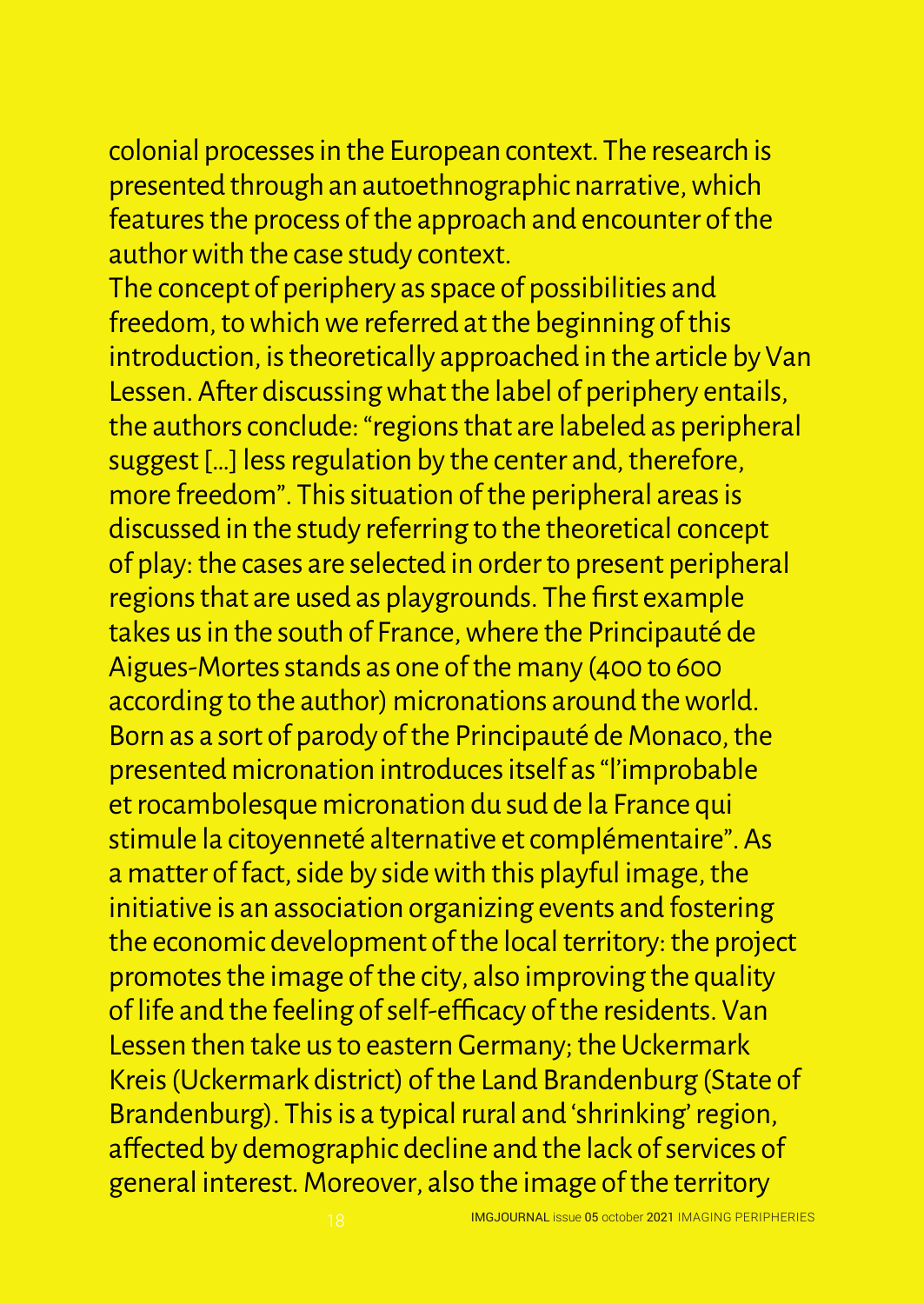colonial processes in the European context. The research is presented through an autoethnographic narrative, which features the process of the approach and encounter of the author with the case study context.

The concept of periphery as space of possibilities and freedom, to which we referred at the beginning of this introduction, is theoretically approached in the article by Van Lessen. After discussing what the label of periphery entails, the authors conclude: "regions that are labeled as peripheral suggest [...] less regulation by the center and, therefore, more freedom". This situation of the peripheral areas is discussed in the study referring to the theoretical concept of play: the cases are selected in order to present peripheral regions that are used as playgrounds. The first example takes us in the south of France, where the Principauté de Aigues-Mortes stands as one of the many (400 to 600 according to the author) micronations around the world. Born as a sort of parody of the Principauté de Monaco, the presented micronation introduces itself as "l'improbable et rocambolesque micronation du sud de la France qui stimule la citoyenneté alternative et complémentaire". As a matter of fact, side by side with this playful image, the initiative is an association organizing events and fostering the economic development of the local territory: the project promotes the image of the city, also improving the quality of life and the feeling of self-efficacy of the residents. Van Lessen then take us to eastern Germany; the Uckermark Kreis (Uckermark district) of the Land Brandenburg (State of Brandenburg). This is a typical rural and 'shrinking' region, affected by demographic decline and the lack of services of general interest. Moreover, also the image of the territory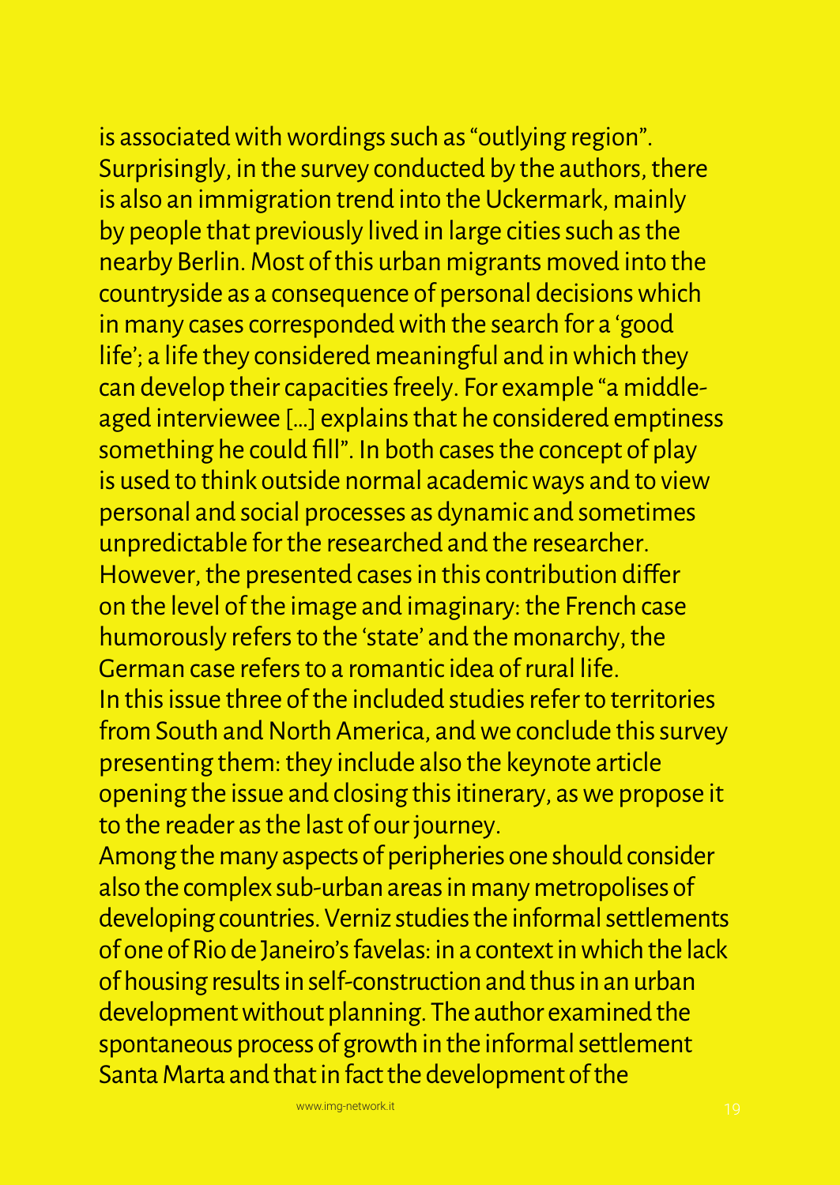is associated with wordings such as "outlying region". Surprisingly, in the survey conducted by the authors, there is also an immigration trend into the Uckermark, mainly by people that previously lived in large cities such as the nearby Berlin. Most of this urban migrants moved into the countryside as a consequence of personal decisions which in many cases corresponded with the search for a 'good life'; a life they considered meaningful and in which they can develop their capacities freely. For example "a middle-aged interviewee […] explains that he considered emptiness something he could fill". In both cases the concept of play is used to think outside normal academic ways and to view personal and social processes as dynamic and sometimes unpredictable for the researched and the researcher. However, the presented cases in this contribution differ on the level of the image and imaginary: the French case humorously refers to the 'state' and the monarchy, the German case refers to a romantic idea of rural life.

In this issue three of the included studies refer to territories from South and North America, and we conclude this survey presenting them: they include also the keynote article opening the issue and closing this itinerary, as we propose it to the reader as the last of our journey.

Among the many aspects of peripheries one should consider also the complex sub-urban areas in many metropolises of developing countries. Verniz studies the informal settlements of one of Rio de Janeiro's favelas: in a context in which the lack of housing results in self-construction and thus in an urban development without planning. The author examined the spontaneous process of growth in the informal settlement Santa Marta and that in fact the development of the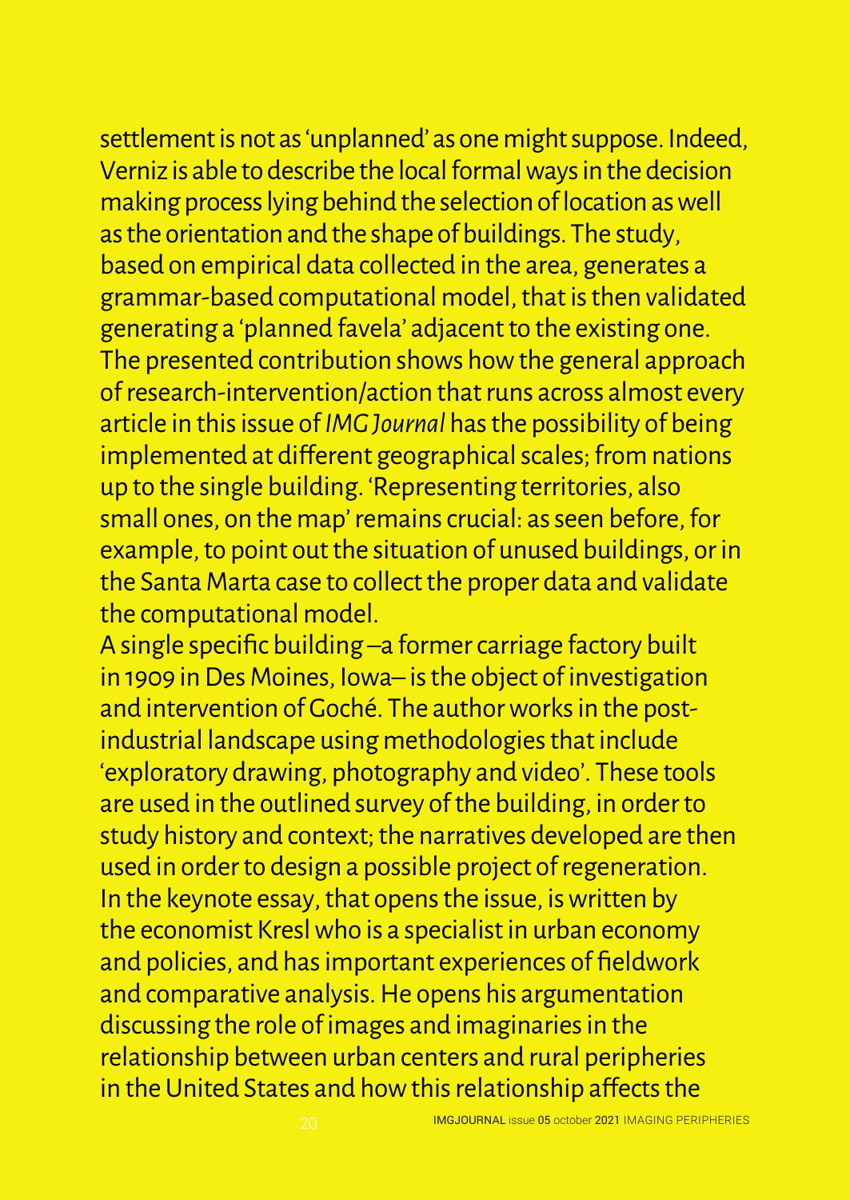settlement is not as 'unplanned' as one might suppose. Indeed, Verniz is able to describe the local formal ways in the decision making process lying behind the selection of location as well as the orientation and the shape of buildings. The study, based on empirical data collected in the area, generates a grammar-based computational model, that is then validated generating a 'planned favela' adjacent to the existing one. The presented contribution shows how the general approach of research-intervention/action that runs across almost every article in this issue of *IMG Journal* has the possibility of being implemented at different geographical scales; from nations up to the single building. 'Representing territories, also small ones, on the map' remains crucial: as seen before, for example, to point out the situation of unused buildings, or in the Santa Marta case to collect the proper data and validate the computational model.
A single specific building –a former carriage factory built in 1909 in Des Moines, Iowa– is the object of investigation and intervention of Goché. The author works in the post-industrial landscape using methodologies that include 'exploratory drawing, photography and video'. These tools are used in the outlined survey of the building, in order to study history and context; the narratives developed are then used in order to design a possible project of regeneration. In the keynote essay, that opens the issue, is written by the economist Kresl who is a specialist in urban economy and policies, and has important experiences of fieldwork and comparative analysis. He opens his argumentation discussing the role of images and imaginaries in the relationship between urban centers and rural peripheries in the United States and how this relationship affects the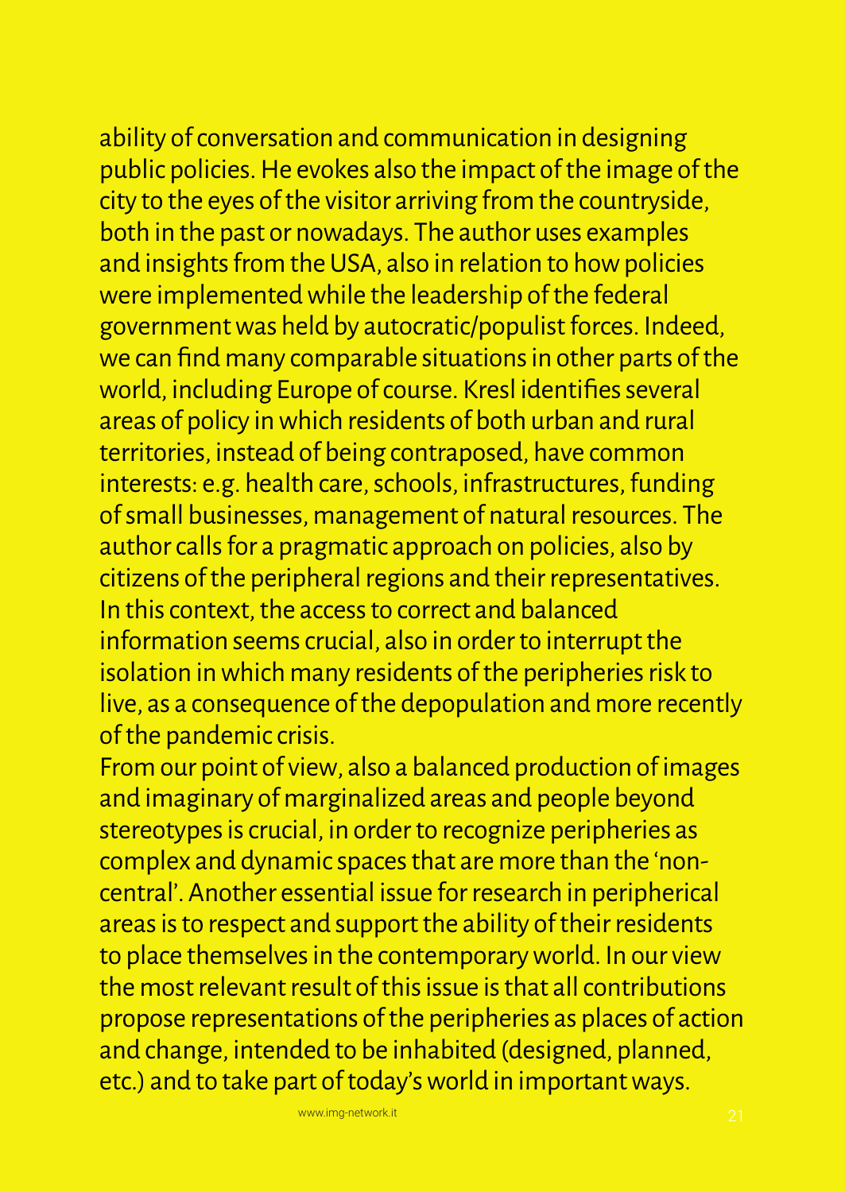ability of conversation and communication in designing public policies. He evokes also the impact of the image of the city to the eyes of the visitor arriving from the countryside, both in the past or nowadays. The author uses examples and insights from the USA, also in relation to how policies were implemented while the leadership of the federal government was held by autocratic/populist forces. Indeed, we can find many comparable situations in other parts of the world, including Europe of course. Kresl identifies several areas of policy in which residents of both urban and rural territories, instead of being contraposed, have common interests: e.g. health care, schools, infrastructures, funding of small businesses, management of natural resources. The author calls for a pragmatic approach on policies, also by citizens of the peripheral regions and their representatives. In this context, the access to correct and balanced information seems crucial, also in order to interrupt the isolation in which many residents of the peripheries risk to live, as a consequence of the depopulation and more recently of the pandemic crisis.

From our point of view, also a balanced production of images and imaginary of marginalized areas and people beyond stereotypes is crucial, in order to recognize peripheries as complex and dynamic spaces that are more than the 'non-central'. Another essential issue for research in peripherical areas is to respect and support the ability of their residents to place themselves in the contemporary world. In our view the most relevant result of this issue is that all contributions propose representations of the peripheries as places of action and change, intended to be inhabited (designed, planned, etc.) and to take part of today's world in important ways.